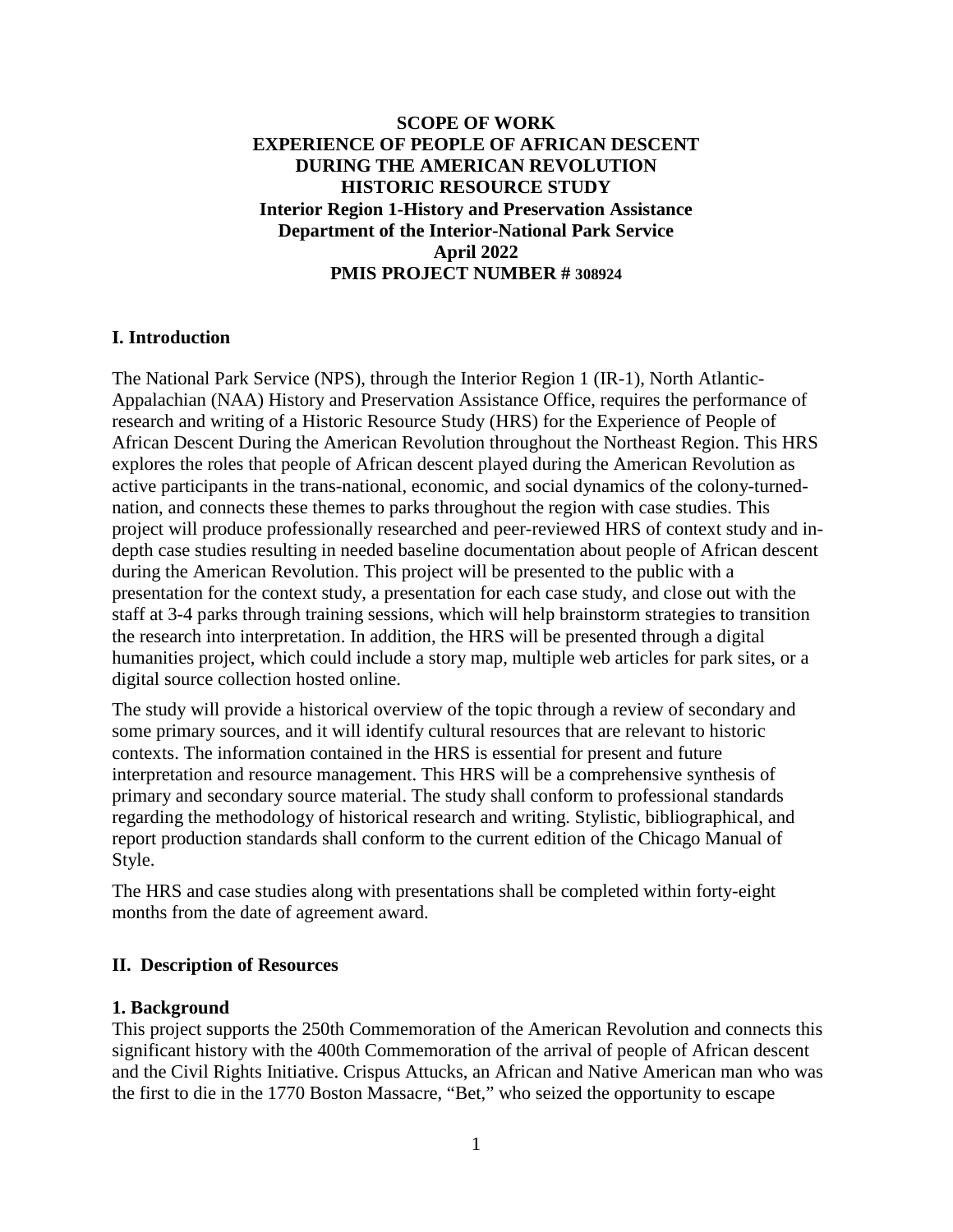# SCOPE OF WORK
# EXPERIENCE OF PEOPLE OF AFRICAN DESCENT DURING THE AMERICAN REVOLUTION
# HISTORIC RESOURCE STUDY

**Interior Region 1-History and Preservation Assistance**
**Department of the Interior-National Park Service**
**April 2022**
**PMIS PROJECT NUMBER # 308924**

## I. Introduction

The National Park Service (NPS), through the Interior Region 1 (IR-1), North Atlantic-Appalachian (NAA) History and Preservation Assistance Office, requires the performance of research and writing of a Historic Resource Study (HRS) for the Experience of People of African Descent During the American Revolution throughout the Northeast Region. This HRS explores the roles that people of African descent played during the American Revolution as active participants in the trans-national, economic, and social dynamics of the colony-turned-nation, and connects these themes to parks throughout the region with case studies. This project will produce professionally researched and peer-reviewed HRS of context study and in-depth case studies resulting in needed baseline documentation about people of African descent during the American Revolution. This project will be presented to the public with a presentation for the context study, a presentation for each case study, and close out with the staff at 3-4 parks through training sessions, which will help brainstorm strategies to transition the research into interpretation. In addition, the HRS will be presented through a digital humanities project, which could include a story map, multiple web articles for park sites, or a digital source collection hosted online.

The study will provide a historical overview of the topic through a review of secondary and some primary sources, and it will identify cultural resources that are relevant to historic contexts. The information contained in the HRS is essential for present and future interpretation and resource management. This HRS will be a comprehensive synthesis of primary and secondary source material. The study shall conform to professional standards regarding the methodology of historical research and writing. Stylistic, bibliographical, and report production standards shall conform to the current edition of the Chicago Manual of Style.

The HRS and case studies along with presentations shall be completed within forty-eight months from the date of agreement award.

## II. Description of Resources

### 1. Background

This project supports the 250th Commemoration of the American Revolution and connects this significant history with the 400th Commemoration of the arrival of people of African descent and the Civil Rights Initiative. Crispus Attucks, an African and Native American man who was the first to die in the 1770 Boston Massacre, "Bet," who seized the opportunity to escape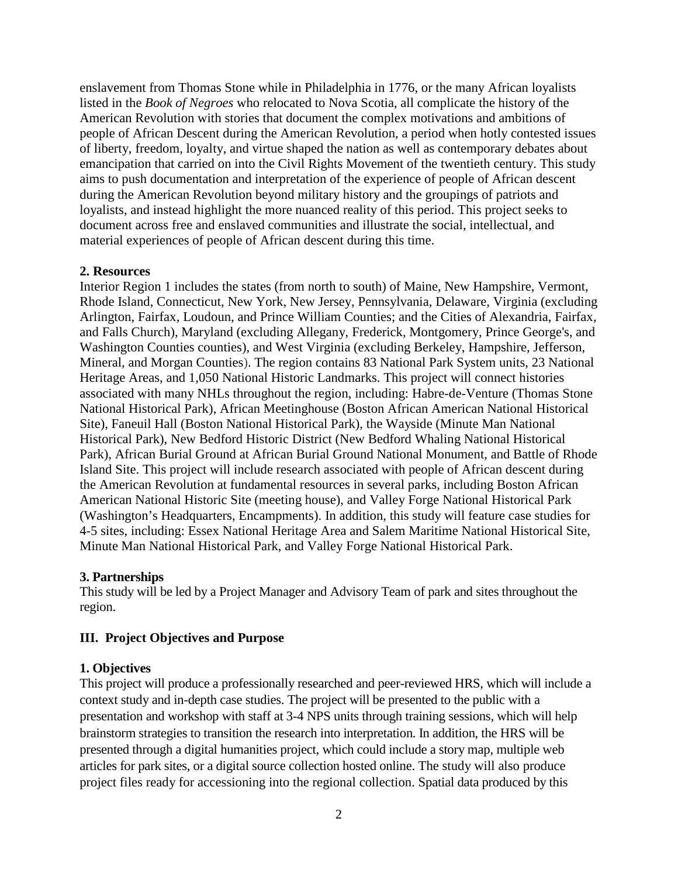enslavement from Thomas Stone while in Philadelphia in 1776, or the many African loyalists listed in the *Book of Negroes* who relocated to Nova Scotia, all complicate the history of the American Revolution with stories that document the complex motivations and ambitions of people of African Descent during the American Revolution, a period when hotly contested issues of liberty, freedom, loyalty, and virtue shaped the nation as well as contemporary debates about emancipation that carried on into the Civil Rights Movement of the twentieth century. This study aims to push documentation and interpretation of the experience of people of African descent during the American Revolution beyond military history and the groupings of patriots and loyalists, and instead highlight the more nuanced reality of this period. This project seeks to document across free and enslaved communities and illustrate the social, intellectual, and material experiences of people of African descent during this time.

**2. Resources**

Interior Region 1 includes the states (from north to south) of Maine, New Hampshire, Vermont, Rhode Island, Connecticut, New York, New Jersey, Pennsylvania, Delaware, Virginia (excluding Arlington, Fairfax, Loudoun, and Prince William Counties; and the Cities of Alexandria, Fairfax, and Falls Church), Maryland (excluding Allegany, Frederick, Montgomery, Prince George's, and Washington Counties counties), and West Virginia (excluding Berkeley, Hampshire, Jefferson, Mineral, and Morgan Counties). The region contains 83 National Park System units, 23 National Heritage Areas, and 1,050 National Historic Landmarks. This project will connect histories associated with many NHLs throughout the region, including: Habre-de-Venture (Thomas Stone National Historical Park), African Meetinghouse (Boston African American National Historical Site), Faneuil Hall (Boston National Historical Park), the Wayside (Minute Man National Historical Park), New Bedford Historic District (New Bedford Whaling National Historical Park), African Burial Ground at African Burial Ground National Monument, and Battle of Rhode Island Site. This project will include research associated with people of African descent during the American Revolution at fundamental resources in several parks, including Boston African American National Historic Site (meeting house), and Valley Forge National Historical Park (Washington's Headquarters, Encampments). In addition, this study will feature case studies for 4-5 sites, including: Essex National Heritage Area and Salem Maritime National Historical Site, Minute Man National Historical Park, and Valley Forge National Historical Park.

**3. Partnerships**

This study will be led by a Project Manager and Advisory Team of park and sites throughout the region.

## III. Project Objectives and Purpose

**1. Objectives**

This project will produce a professionally researched and peer-reviewed HRS, which will include a context study and in-depth case studies. The project will be presented to the public with a presentation and workshop with staff at 3-4 NPS units through training sessions, which will help brainstorm strategies to transition the research into interpretation. In addition, the HRS will be presented through a digital humanities project, which could include a story map, multiple web articles for park sites, or a digital source collection hosted online. The study will also produce project files ready for accessioning into the regional collection. Spatial data produced by this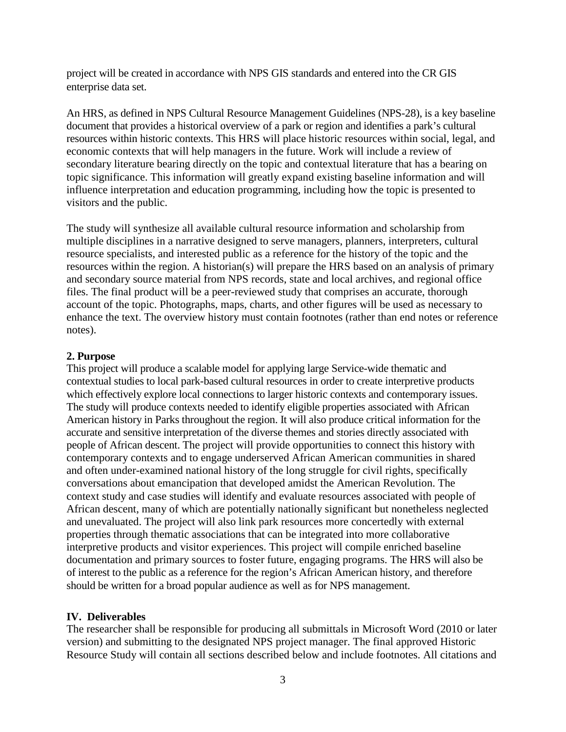project will be created in accordance with NPS GIS standards and entered into the CR GIS enterprise data set.

An HRS, as defined in NPS Cultural Resource Management Guidelines (NPS-28), is a key baseline document that provides a historical overview of a park or region and identifies a park's cultural resources within historic contexts. This HRS will place historic resources within social, legal, and economic contexts that will help managers in the future. Work will include a review of secondary literature bearing directly on the topic and contextual literature that has a bearing on topic significance. This information will greatly expand existing baseline information and will influence interpretation and education programming, including how the topic is presented to visitors and the public.

The study will synthesize all available cultural resource information and scholarship from multiple disciplines in a narrative designed to serve managers, planners, interpreters, cultural resource specialists, and interested public as a reference for the history of the topic and the resources within the region. A historian(s) will prepare the HRS based on an analysis of primary and secondary source material from NPS records, state and local archives, and regional office files. The final product will be a peer-reviewed study that comprises an accurate, thorough account of the topic. Photographs, maps, charts, and other figures will be used as necessary to enhance the text. The overview history must contain footnotes (rather than end notes or reference notes).

**2. Purpose**

This project will produce a scalable model for applying large Service-wide thematic and contextual studies to local park-based cultural resources in order to create interpretive products which effectively explore local connections to larger historic contexts and contemporary issues. The study will produce contexts needed to identify eligible properties associated with African American history in Parks throughout the region. It will also produce critical information for the accurate and sensitive interpretation of the diverse themes and stories directly associated with people of African descent. The project will provide opportunities to connect this history with contemporary contexts and to engage underserved African American communities in shared and often under-examined national history of the long struggle for civil rights, specifically conversations about emancipation that developed amidst the American Revolution. The context study and case studies will identify and evaluate resources associated with people of African descent, many of which are potentially nationally significant but nonetheless neglected and unevaluated. The project will also link park resources more concertedly with external properties through thematic associations that can be integrated into more collaborative interpretive products and visitor experiences. This project will compile enriched baseline documentation and primary sources to foster future, engaging programs. The HRS will also be of interest to the public as a reference for the region's African American history, and therefore should be written for a broad popular audience as well as for NPS management.

## IV. Deliverables

The researcher shall be responsible for producing all submittals in Microsoft Word (2010 or later version) and submitting to the designated NPS project manager. The final approved Historic Resource Study will contain all sections described below and include footnotes. All citations and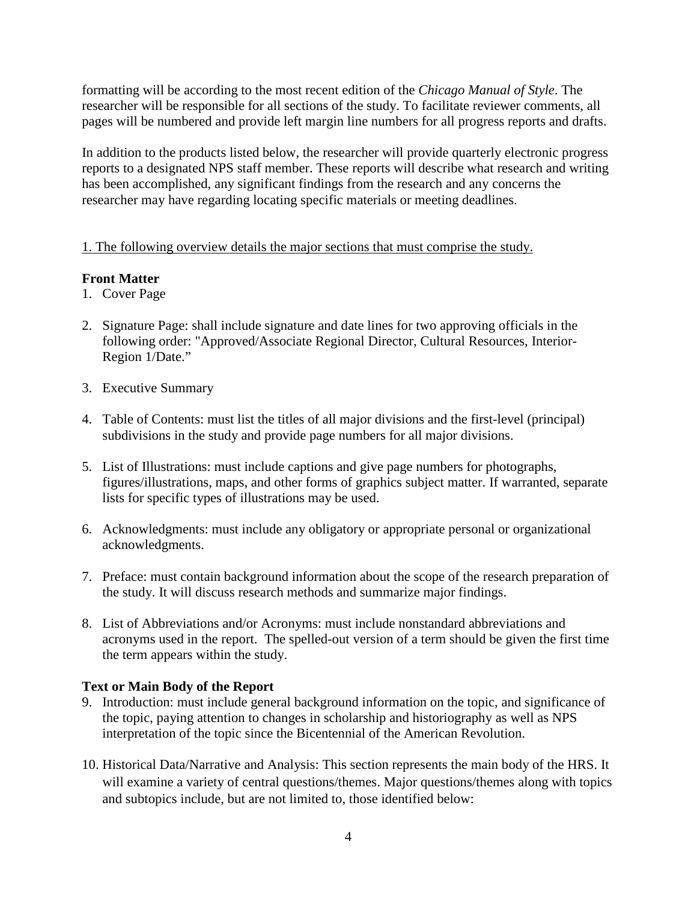formatting will be according to the most recent edition of the *Chicago Manual of Style*. The researcher will be responsible for all sections of the study. To facilitate reviewer comments, all pages will be numbered and provide left margin line numbers for all progress reports and drafts.

In addition to the products listed below, the researcher will provide quarterly electronic progress reports to a designated NPS staff member. These reports will describe what research and writing has been accomplished, any significant findings from the research and any concerns the researcher may have regarding locating specific materials or meeting deadlines.

<u>1. The following overview details the major sections that must comprise the study.</u>

**Front Matter**

1. Cover Page

2. Signature Page: shall include signature and date lines for two approving officials in the following order: "Approved/Associate Regional Director, Cultural Resources, Interior-Region 1/Date."

3. Executive Summary

4. Table of Contents: must list the titles of all major divisions and the first-level (principal) subdivisions in the study and provide page numbers for all major divisions.

5. List of Illustrations: must include captions and give page numbers for photographs, figures/illustrations, maps, and other forms of graphics subject matter. If warranted, separate lists for specific types of illustrations may be used.

6. Acknowledgments: must include any obligatory or appropriate personal or organizational acknowledgments.

7. Preface: must contain background information about the scope of the research preparation of the study. It will discuss research methods and summarize major findings.

8. List of Abbreviations and/or Acronyms: must include nonstandard abbreviations and acronyms used in the report. The spelled-out version of a term should be given the first time the term appears within the study.

**Text or Main Body of the Report**

9. Introduction: must include general background information on the topic, and significance of the topic, paying attention to changes in scholarship and historiography as well as NPS interpretation of the topic since the Bicentennial of the American Revolution.

10. Historical Data/Narrative and Analysis: This section represents the main body of the HRS. It will examine a variety of central questions/themes. Major questions/themes along with topics and subtopics include, but are not limited to, those identified below: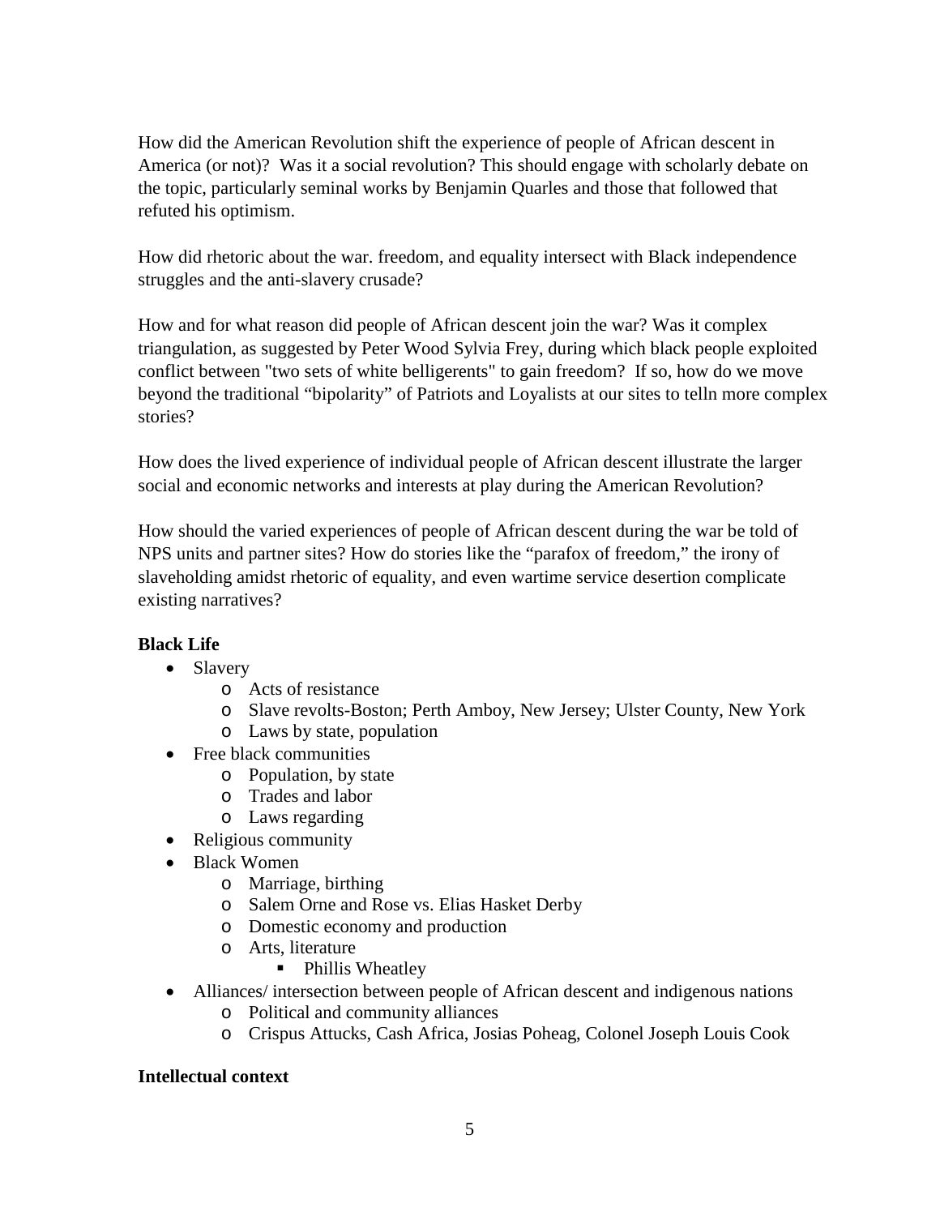How did the American Revolution shift the experience of people of African descent in America (or not)? Was it a social revolution? This should engage with scholarly debate on the topic, particularly seminal works by Benjamin Quarles and those that followed that refuted his optimism.

How did rhetoric about the war. freedom, and equality intersect with Black independence struggles and the anti-slavery crusade?

How and for what reason did people of African descent join the war? Was it complex triangulation, as suggested by Peter Wood Sylvia Frey, during which black people exploited conflict between "two sets of white belligerents" to gain freedom? If so, how do we move beyond the traditional "bipolarity" of Patriots and Loyalists at our sites to telln more complex stories?

How does the lived experience of individual people of African descent illustrate the larger social and economic networks and interests at play during the American Revolution?

How should the varied experiences of people of African descent during the war be told of NPS units and partner sites? How do stories like the "parafox of freedom," the irony of slaveholding amidst rhetoric of equality, and even wartime service desertion complicate existing narratives?

**Black Life**

- Slavery
  - Acts of resistance
  - Slave revolts-Boston; Perth Amboy, New Jersey; Ulster County, New York
  - Laws by state, population
- Free black communities
  - Population, by state
  - Trades and labor
  - Laws regarding
- Religious community
- Black Women
  - Marriage, birthing
  - Salem Orne and Rose vs. Elias Hasket Derby
  - Domestic economy and production
  - Arts, literature
    - Phillis Wheatley
- Alliances/ intersection between people of African descent and indigenous nations
  - Political and community alliances
  - Crispus Attucks, Cash Africa, Josias Poheag, Colonel Joseph Louis Cook

**Intellectual context**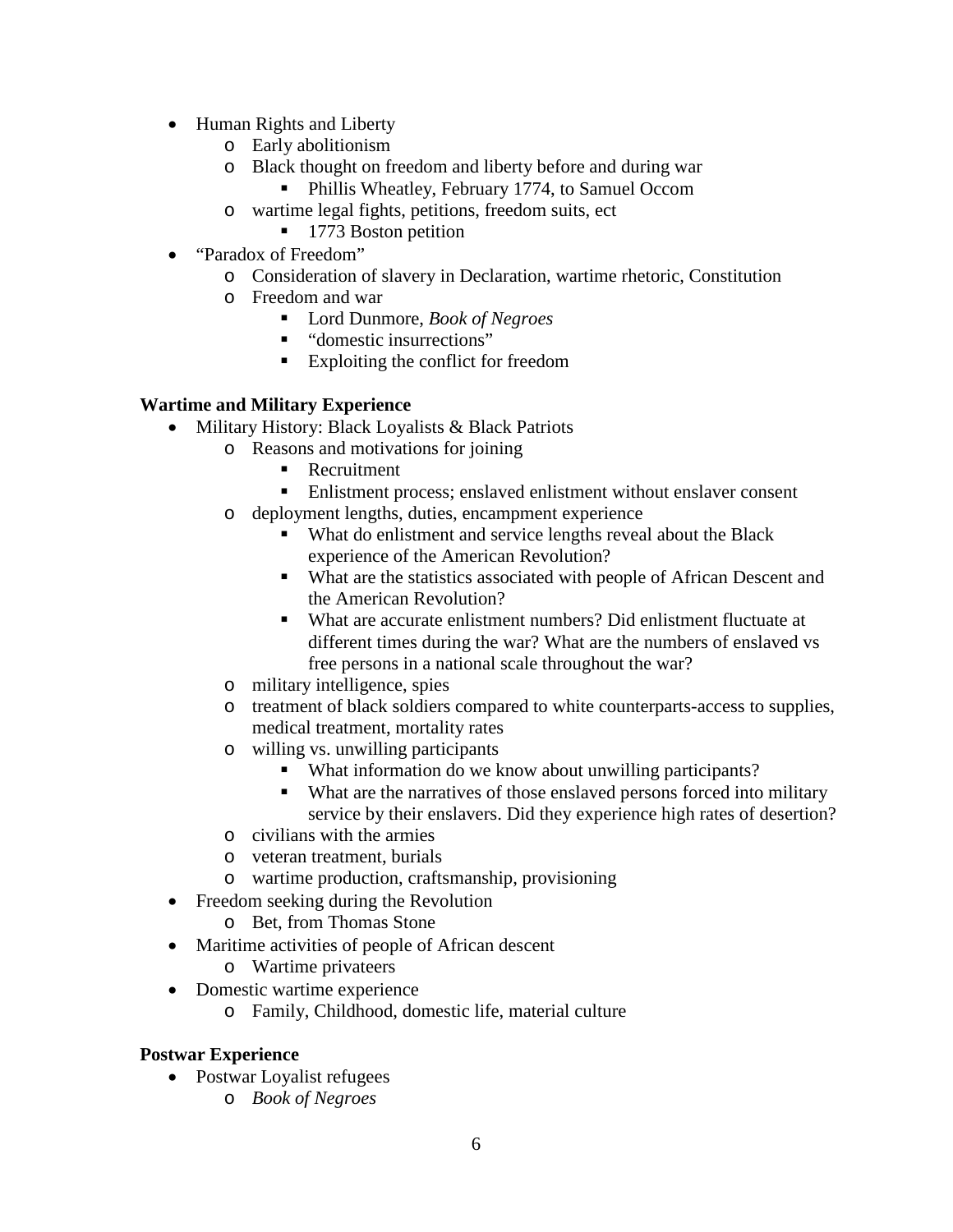- Human Rights and Liberty
    - Early abolitionism
    - Black thought on freedom and liberty before and during war
        - Phillis Wheatley, February 1774, to Samuel Occom
    - wartime legal fights, petitions, freedom suits, ect
        - 1773 Boston petition
- "Paradox of Freedom"
    - Consideration of slavery in Declaration, wartime rhetoric, Constitution
    - Freedom and war
        - Lord Dunmore, *Book of Negroes*
        - "domestic insurrections"
        - Exploiting the conflict for freedom

**Wartime and Military Experience**

- Military History: Black Loyalists & Black Patriots
    - Reasons and motivations for joining
        - Recruitment
        - Enlistment process; enslaved enlistment without enslaver consent
    - deployment lengths, duties, encampment experience
        - What do enlistment and service lengths reveal about the Black experience of the American Revolution?
        - What are the statistics associated with people of African Descent and the American Revolution?
        - What are accurate enlistment numbers? Did enlistment fluctuate at different times during the war? What are the numbers of enslaved vs free persons in a national scale throughout the war?
    - military intelligence, spies
    - treatment of black soldiers compared to white counterparts-access to supplies, medical treatment, mortality rates
    - willing vs. unwilling participants
        - What information do we know about unwilling participants?
        - What are the narratives of those enslaved persons forced into military service by their enslavers. Did they experience high rates of desertion?
    - civilians with the armies
    - veteran treatment, burials
    - wartime production, craftsmanship, provisioning
- Freedom seeking during the Revolution
    - Bet, from Thomas Stone
- Maritime activities of people of African descent
    - Wartime privateers
- Domestic wartime experience
    - Family, Childhood, domestic life, material culture

**Postwar Experience**

- Postwar Loyalist refugees
    - *Book of Negroes*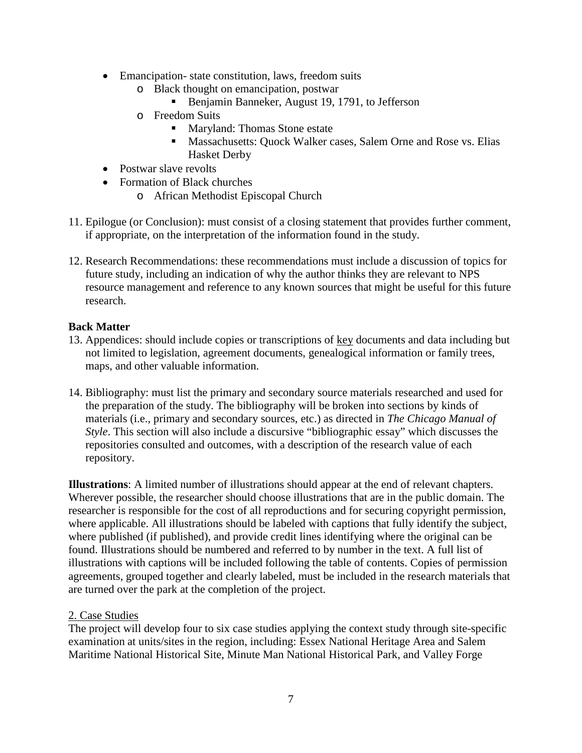- Emancipation- state constitution, laws, freedom suits
  - Black thought on emancipation, postwar
    - Benjamin Banneker, August 19, 1791, to Jefferson
  - Freedom Suits
    - Maryland: Thomas Stone estate
    - Massachusetts: Quock Walker cases, Salem Orne and Rose vs. Elias Hasket Derby
- Postwar slave revolts
- Formation of Black churches
  - African Methodist Episcopal Church

11. Epilogue (or Conclusion): must consist of a closing statement that provides further comment, if appropriate, on the interpretation of the information found in the study.

12. Research Recommendations: these recommendations must include a discussion of topics for future study, including an indication of why the author thinks they are relevant to NPS resource management and reference to any known sources that might be useful for this future research.

**Back Matter**

13. Appendices: should include copies or transcriptions of <u>key</u> documents and data including but not limited to legislation, agreement documents, genealogical information or family trees, maps, and other valuable information.

14. Bibliography: must list the primary and secondary source materials researched and used for the preparation of the study. The bibliography will be broken into sections by kinds of materials (i.e., primary and secondary sources, etc.) as directed in *The Chicago Manual of Style*. This section will also include a discursive "bibliographic essay" which discusses the repositories consulted and outcomes, with a description of the research value of each repository.

**Illustrations**: A limited number of illustrations should appear at the end of relevant chapters. Wherever possible, the researcher should choose illustrations that are in the public domain. The researcher is responsible for the cost of all reproductions and for securing copyright permission, where applicable. All illustrations should be labeled with captions that fully identify the subject, where published (if published), and provide credit lines identifying where the original can be found. Illustrations should be numbered and referred to by number in the text. A full list of illustrations with captions will be included following the table of contents. Copies of permission agreements, grouped together and clearly labeled, must be included in the research materials that are turned over the park at the completion of the project.

<u>2. Case Studies</u>

The project will develop four to six case studies applying the context study through site-specific examination at units/sites in the region, including: Essex National Heritage Area and Salem Maritime National Historical Site, Minute Man National Historical Park, and Valley Forge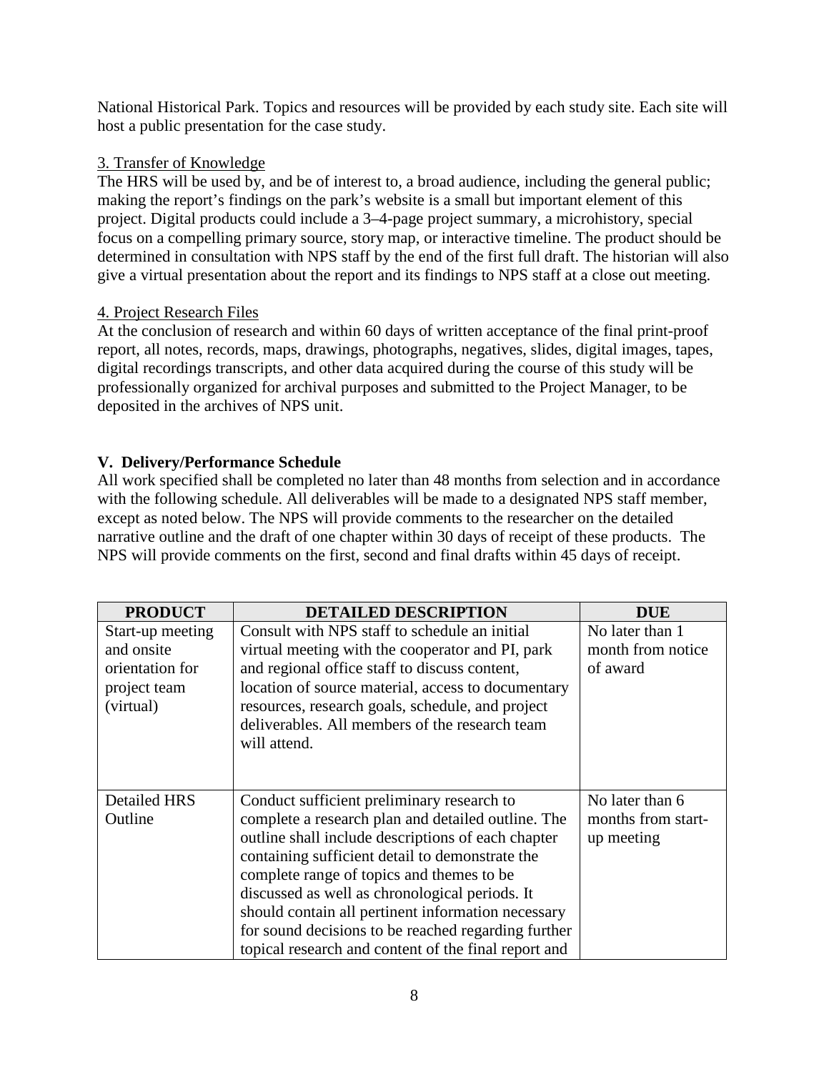National Historical Park. Topics and resources will be provided by each study site. Each site will host a public presentation for the case study.

3. Transfer of Knowledge

The HRS will be used by, and be of interest to, a broad audience, including the general public; making the report's findings on the park's website is a small but important element of this project. Digital products could include a 3–4-page project summary, a microhistory, special focus on a compelling primary source, story map, or interactive timeline. The product should be determined in consultation with NPS staff by the end of the first full draft. The historian will also give a virtual presentation about the report and its findings to NPS staff at a close out meeting.

4. Project Research Files

At the conclusion of research and within 60 days of written acceptance of the final print-proof report, all notes, records, maps, drawings, photographs, negatives, slides, digital images, tapes, digital recordings transcripts, and other data acquired during the course of this study will be professionally organized for archival purposes and submitted to the Project Manager, to be deposited in the archives of NPS unit.

## V. Delivery/Performance Schedule

All work specified shall be completed no later than 48 months from selection and in accordance with the following schedule. All deliverables will be made to a designated NPS staff member, except as noted below. The NPS will provide comments to the researcher on the detailed narrative outline and the draft of one chapter within 30 days of receipt of these products. The NPS will provide comments on the first, second and final drafts within 45 days of receipt.

| PRODUCT | DETAILED DESCRIPTION | DUE |
|---|---|---|
| Start-up meeting and onsite orientation for project team (virtual) | Consult with NPS staff to schedule an initial virtual meeting with the cooperator and PI, park and regional office staff to discuss content, location of source material, access to documentary resources, research goals, schedule, and project deliverables. All members of the research team will attend. | No later than 1 month from notice of award |
| Detailed HRS Outline | Conduct sufficient preliminary research to complete a research plan and detailed outline. The outline shall include descriptions of each chapter containing sufficient detail to demonstrate the complete range of topics and themes to be discussed as well as chronological periods. It should contain all pertinent information necessary for sound decisions to be reached regarding further topical research and content of the final report and | No later than 6 months from start-up meeting |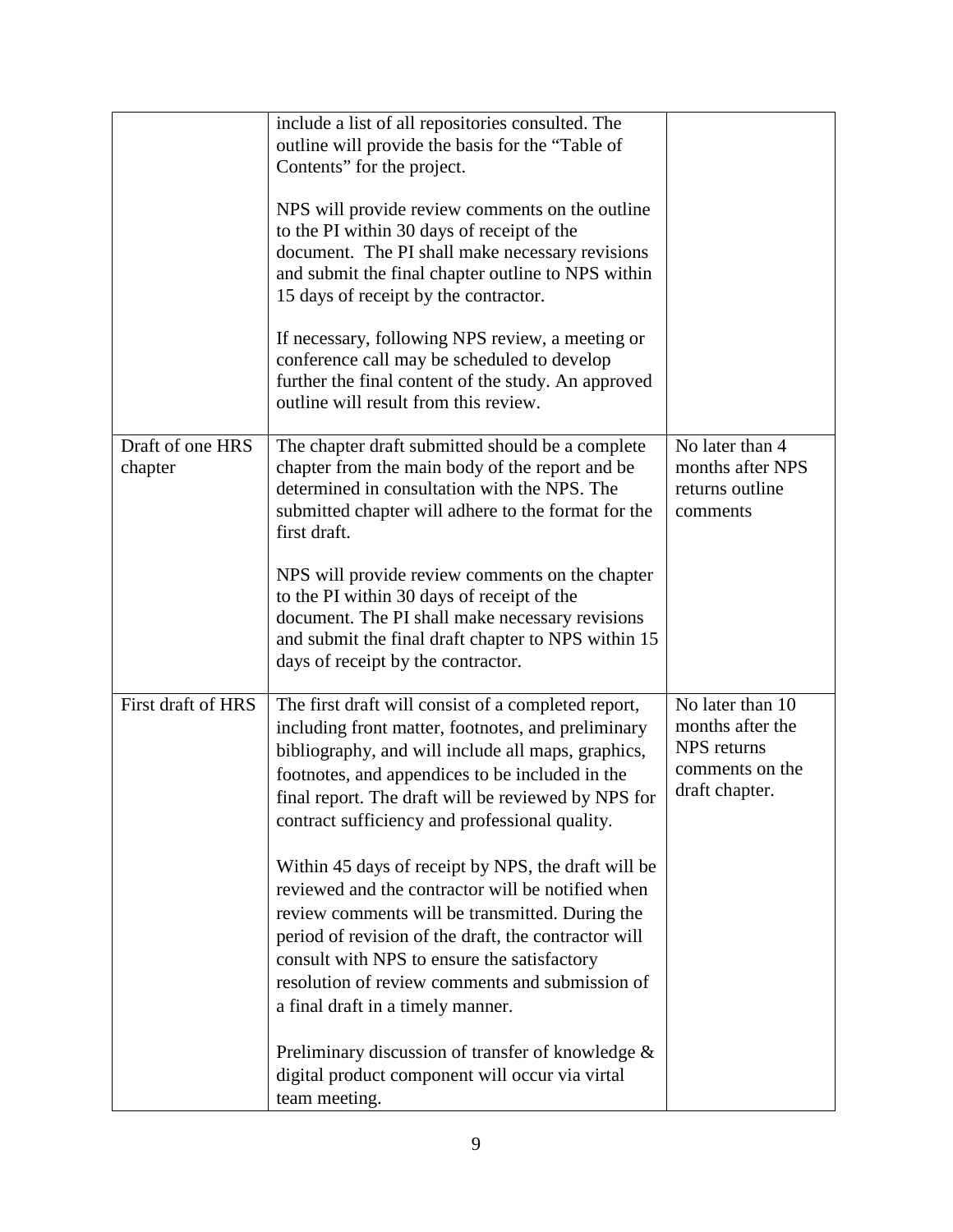| | | |
|---|---|---|
| | include a list of all repositories consulted. The outline will provide the basis for the "Table of Contents" for the project.<br><br>NPS will provide review comments on the outline to the PI within 30 days of receipt of the document. The PI shall make necessary revisions and submit the final chapter outline to NPS within 15 days of receipt by the contractor.<br><br>If necessary, following NPS review, a meeting or conference call may be scheduled to develop further the final content of the study. An approved outline will result from this review. | |
| Draft of one HRS chapter | The chapter draft submitted should be a complete chapter from the main body of the report and be determined in consultation with the NPS. The submitted chapter will adhere to the format for the first draft.<br><br>NPS will provide review comments on the chapter to the PI within 30 days of receipt of the document. The PI shall make necessary revisions and submit the final draft chapter to NPS within 15 days of receipt by the contractor. | No later than 4 months after NPS returns outline comments |
| First draft of HRS | The first draft will consist of a completed report, including front matter, footnotes, and preliminary bibliography, and will include all maps, graphics, footnotes, and appendices to be included in the final report. The draft will be reviewed by NPS for contract sufficiency and professional quality.<br><br>Within 45 days of receipt by NPS, the draft will be reviewed and the contractor will be notified when review comments will be transmitted. During the period of revision of the draft, the contractor will consult with NPS to ensure the satisfactory resolution of review comments and submission of a final draft in a timely manner.<br><br>Preliminary discussion of transfer of knowledge & digital product component will occur via virtal team meeting. | No later than 10 months after the NPS returns comments on the draft chapter. |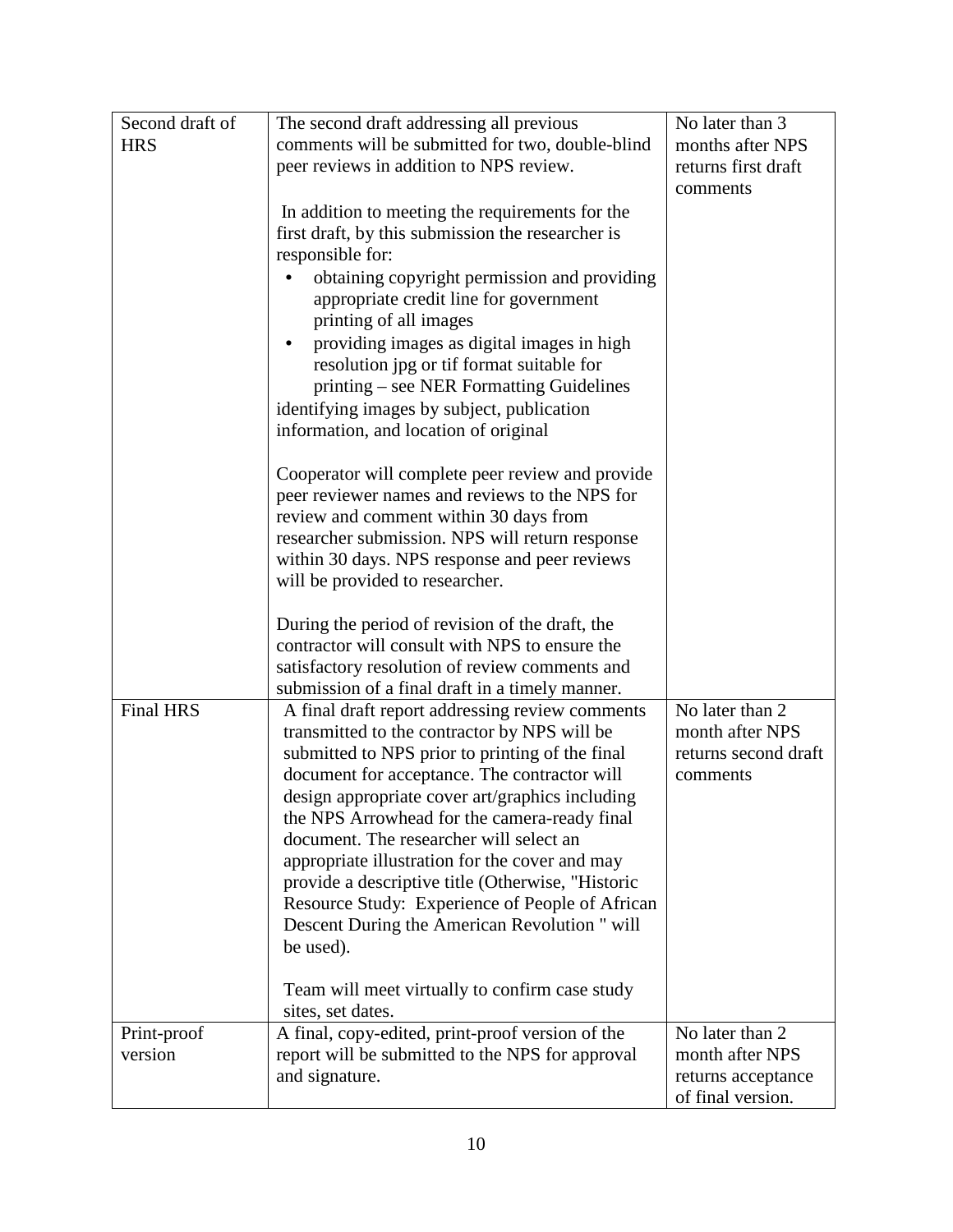| Second draft of HRS | The second draft addressing all previous comments will be submitted for two, double-blind peer reviews in addition to NPS review.<br><br>In addition to meeting the requirements for the first draft, by this submission the researcher is responsible for:<br>• obtaining copyright permission and providing appropriate credit line for government printing of all images<br>• providing images as digital images in high resolution jpg or tif format suitable for printing – see NER Formatting Guidelines<br>identifying images by subject, publication information, and location of original<br><br>Cooperator will complete peer review and provide peer reviewer names and reviews to the NPS for review and comment within 30 days from researcher submission. NPS will return response within 30 days. NPS response and peer reviews will be provided to researcher.<br><br>During the period of revision of the draft, the contractor will consult with NPS to ensure the satisfactory resolution of review comments and submission of a final draft in a timely manner. | No later than 3 months after NPS returns first draft comments |
|---|---|---|
| Final HRS | A final draft report addressing review comments transmitted to the contractor by NPS will be submitted to NPS prior to printing of the final document for acceptance. The contractor will design appropriate cover art/graphics including the NPS Arrowhead for the camera-ready final document. The researcher will select an appropriate illustration for the cover and may provide a descriptive title (Otherwise, "Historic Resource Study: Experience of People of African Descent During the American Revolution " will be used).<br><br>Team will meet virtually to confirm case study sites, set dates. | No later than 2 month after NPS returns second draft comments |
| Print-proof version | A final, copy-edited, print-proof version of the report will be submitted to the NPS for approval and signature. | No later than 2 month after NPS returns acceptance of final version. |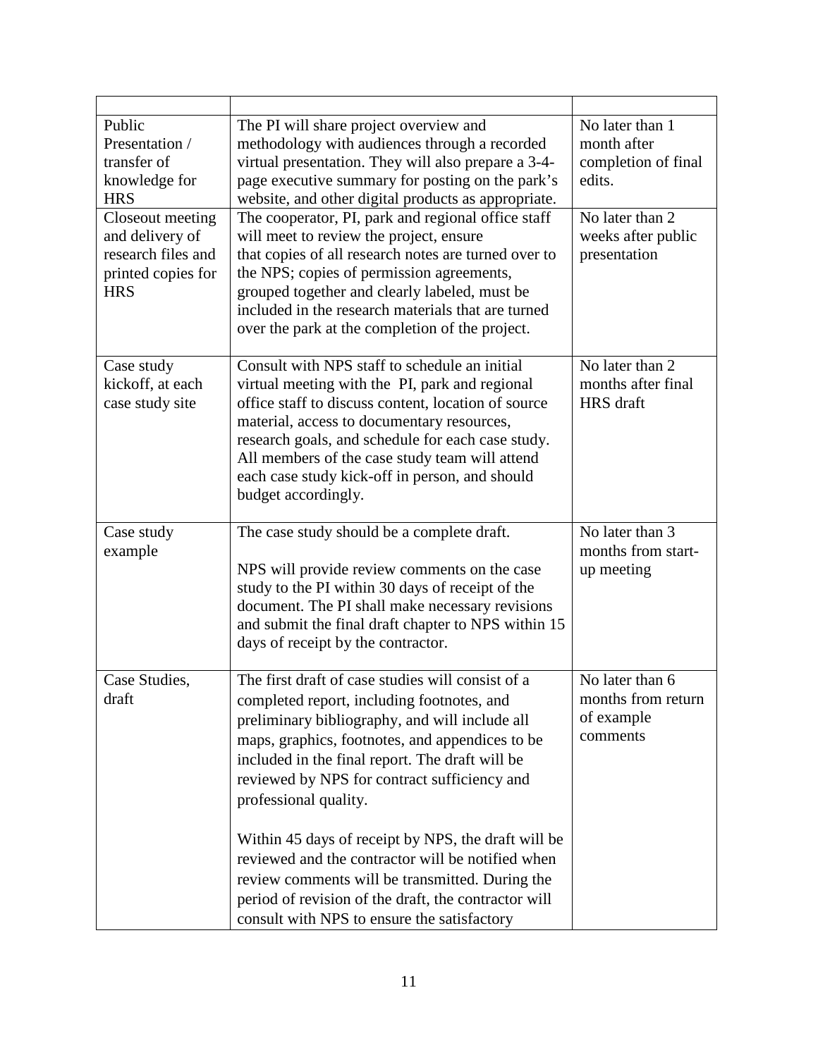| | | |
|---|---|---|
| Public Presentation / transfer of knowledge for HRS | The PI will share project overview and methodology with audiences through a recorded virtual presentation. They will also prepare a 3-4-page executive summary for posting on the park's website, and other digital products as appropriate. | No later than 1 month after completion of final edits. |
| Closeout meeting and delivery of research files and printed copies for HRS | The cooperator, PI, park and regional office staff will meet to review the project, ensure that copies of all research notes are turned over to the NPS; copies of permission agreements, grouped together and clearly labeled, must be included in the research materials that are turned over the park at the completion of the project. | No later than 2 weeks after public presentation |
| Case study kickoff, at each case study site | Consult with NPS staff to schedule an initial virtual meeting with the PI, park and regional office staff to discuss content, location of source material, access to documentary resources, research goals, and schedule for each case study. All members of the case study team will attend each case study kick-off in person, and should budget accordingly. | No later than 2 months after final HRS draft |
| Case study example | The case study should be a complete draft.<br><br>NPS will provide review comments on the case study to the PI within 30 days of receipt of the document. The PI shall make necessary revisions and submit the final draft chapter to NPS within 15 days of receipt by the contractor. | No later than 3 months from start-up meeting |
| Case Studies, draft | The first draft of case studies will consist of a completed report, including footnotes, and preliminary bibliography, and will include all maps, graphics, footnotes, and appendices to be included in the final report. The draft will be reviewed by NPS for contract sufficiency and professional quality.<br><br>Within 45 days of receipt by NPS, the draft will be reviewed and the contractor will be notified when review comments will be transmitted. During the period of revision of the draft, the contractor will consult with NPS to ensure the satisfactory | No later than 6 months from return of example comments |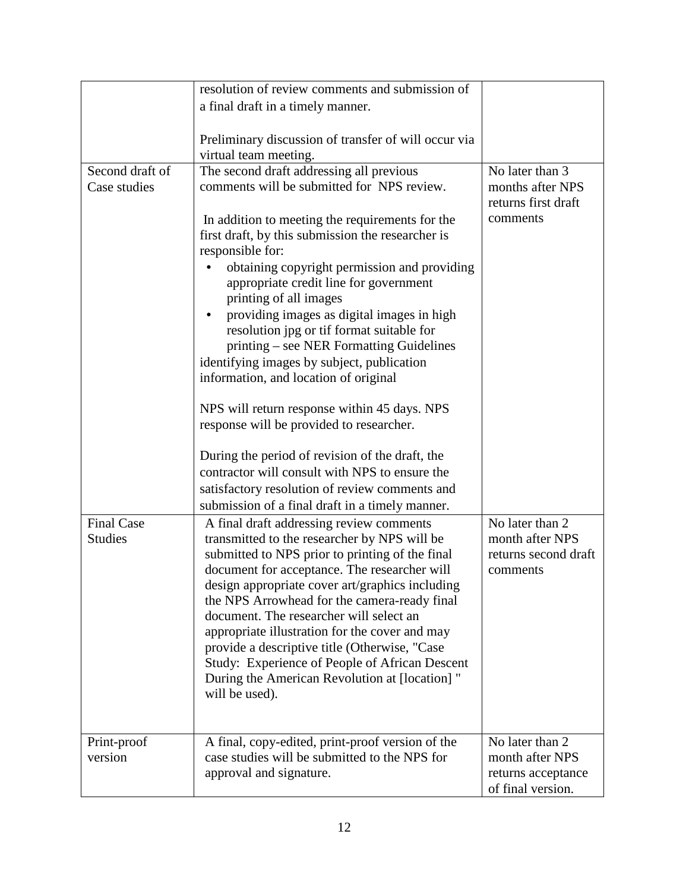| | | |
|---|---|---|
| | resolution of review comments and submission of a final draft in a timely manner.<br><br>Preliminary discussion of transfer of will occur via virtual team meeting. | |
| Second draft of Case studies | The second draft addressing all previous comments will be submitted for NPS review.<br><br>In addition to meeting the requirements for the first draft, by this submission the researcher is responsible for:<br>• obtaining copyright permission and providing appropriate credit line for government printing of all images<br>• providing images as digital images in high resolution jpg or tif format suitable for printing – see NER Formatting Guidelines<br>identifying images by subject, publication information, and location of original<br><br>NPS will return response within 45 days. NPS response will be provided to researcher.<br><br>During the period of revision of the draft, the contractor will consult with NPS to ensure the satisfactory resolution of review comments and submission of a final draft in a timely manner. | No later than 3 months after NPS returns first draft comments |
| Final Case Studies | A final draft addressing review comments transmitted to the researcher by NPS will be submitted to NPS prior to printing of the final document for acceptance. The researcher will design appropriate cover art/graphics including the NPS Arrowhead for the camera-ready final document. The researcher will select an appropriate illustration for the cover and may provide a descriptive title (Otherwise, "Case Study: Experience of People of African Descent During the American Revolution at [location] " will be used). | No later than 2 month after NPS returns second draft comments |
| Print-proof version | A final, copy-edited, print-proof version of the case studies will be submitted to the NPS for approval and signature. | No later than 2 month after NPS returns acceptance of final version. |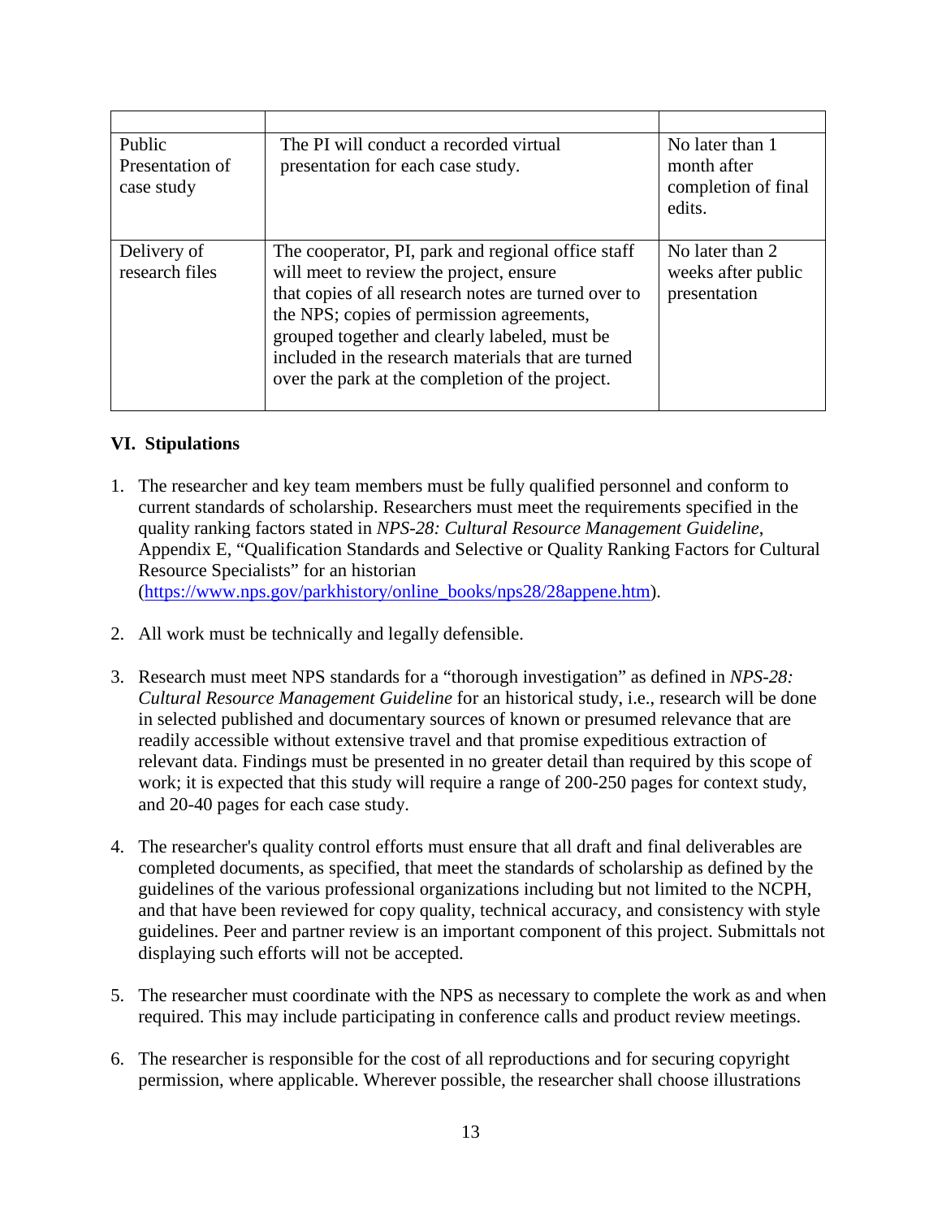| | | |
|---|---|---|
| Public Presentation of case study | The PI will conduct a recorded virtual presentation for each case study. | No later than 1 month after completion of final edits. |
| Delivery of research files | The cooperator, PI, park and regional office staff will meet to review the project, ensure that copies of all research notes are turned over to the NPS; copies of permission agreements, grouped together and clearly labeled, must be included in the research materials that are turned over the park at the completion of the project. | No later than 2 weeks after public presentation |

## VI. Stipulations

1. The researcher and key team members must be fully qualified personnel and conform to current standards of scholarship. Researchers must meet the requirements specified in the quality ranking factors stated in *NPS-28: Cultural Resource Management Guideline*, Appendix E, "Qualification Standards and Selective or Quality Ranking Factors for Cultural Resource Specialists" for an historian (https://www.nps.gov/parkhistory/online_books/nps28/28appene.htm).

2. All work must be technically and legally defensible.

3. Research must meet NPS standards for a "thorough investigation" as defined in *NPS-28: Cultural Resource Management Guideline* for an historical study, i.e., research will be done in selected published and documentary sources of known or presumed relevance that are readily accessible without extensive travel and that promise expeditious extraction of relevant data. Findings must be presented in no greater detail than required by this scope of work; it is expected that this study will require a range of 200-250 pages for context study, and 20-40 pages for each case study.

4. The researcher's quality control efforts must ensure that all draft and final deliverables are completed documents, as specified, that meet the standards of scholarship as defined by the guidelines of the various professional organizations including but not limited to the NCPH, and that have been reviewed for copy quality, technical accuracy, and consistency with style guidelines. Peer and partner review is an important component of this project. Submittals not displaying such efforts will not be accepted.

5. The researcher must coordinate with the NPS as necessary to complete the work as and when required. This may include participating in conference calls and product review meetings.

6. The researcher is responsible for the cost of all reproductions and for securing copyright permission, where applicable. Wherever possible, the researcher shall choose illustrations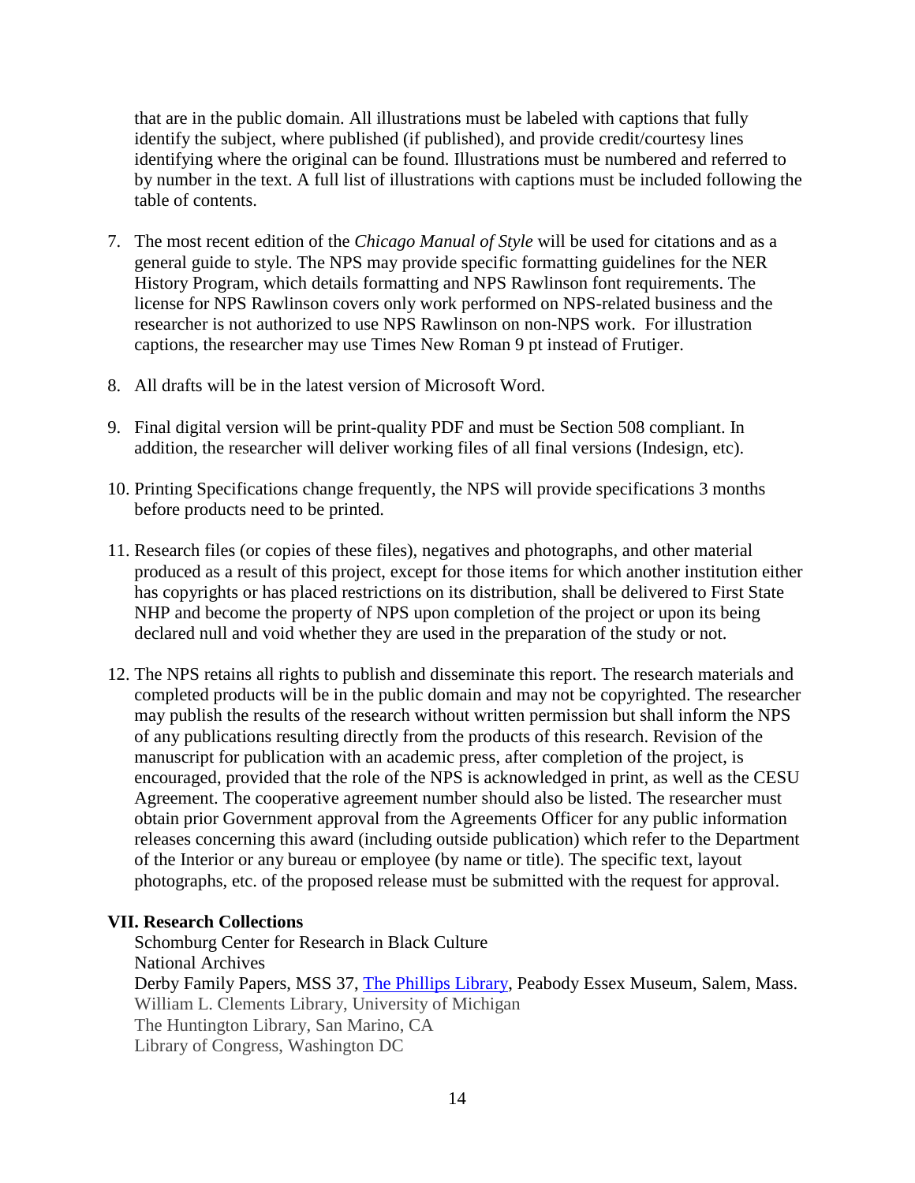that are in the public domain. All illustrations must be labeled with captions that fully identify the subject, where published (if published), and provide credit/courtesy lines identifying where the original can be found. Illustrations must be numbered and referred to by number in the text. A full list of illustrations with captions must be included following the table of contents.

7. The most recent edition of the *Chicago Manual of Style* will be used for citations and as a general guide to style. The NPS may provide specific formatting guidelines for the NER History Program, which details formatting and NPS Rawlinson font requirements. The license for NPS Rawlinson covers only work performed on NPS-related business and the researcher is not authorized to use NPS Rawlinson on non-NPS work. For illustration captions, the researcher may use Times New Roman 9 pt instead of Frutiger.

8. All drafts will be in the latest version of Microsoft Word.

9. Final digital version will be print-quality PDF and must be Section 508 compliant. In addition, the researcher will deliver working files of all final versions (Indesign, etc).

10. Printing Specifications change frequently, the NPS will provide specifications 3 months before products need to be printed.

11. Research files (or copies of these files), negatives and photographs, and other material produced as a result of this project, except for those items for which another institution either has copyrights or has placed restrictions on its distribution, shall be delivered to First State NHP and become the property of NPS upon completion of the project or upon its being declared null and void whether they are used in the preparation of the study or not.

12. The NPS retains all rights to publish and disseminate this report. The research materials and completed products will be in the public domain and may not be copyrighted. The researcher may publish the results of the research without written permission but shall inform the NPS of any publications resulting directly from the products of this research. Revision of the manuscript for publication with an academic press, after completion of the project, is encouraged, provided that the role of the NPS is acknowledged in print, as well as the CESU Agreement. The cooperative agreement number should also be listed. The researcher must obtain prior Government approval from the Agreements Officer for any public information releases concerning this award (including outside publication) which refer to the Department of the Interior or any bureau or employee (by name or title). The specific text, layout photographs, etc. of the proposed release must be submitted with the request for approval.

**VII. Research Collections**

Schomburg Center for Research in Black Culture
National Archives
Derby Family Papers, MSS 37, The Phillips Library, Peabody Essex Museum, Salem, Mass.
William L. Clements Library, University of Michigan
The Huntington Library, San Marino, CA
Library of Congress, Washington DC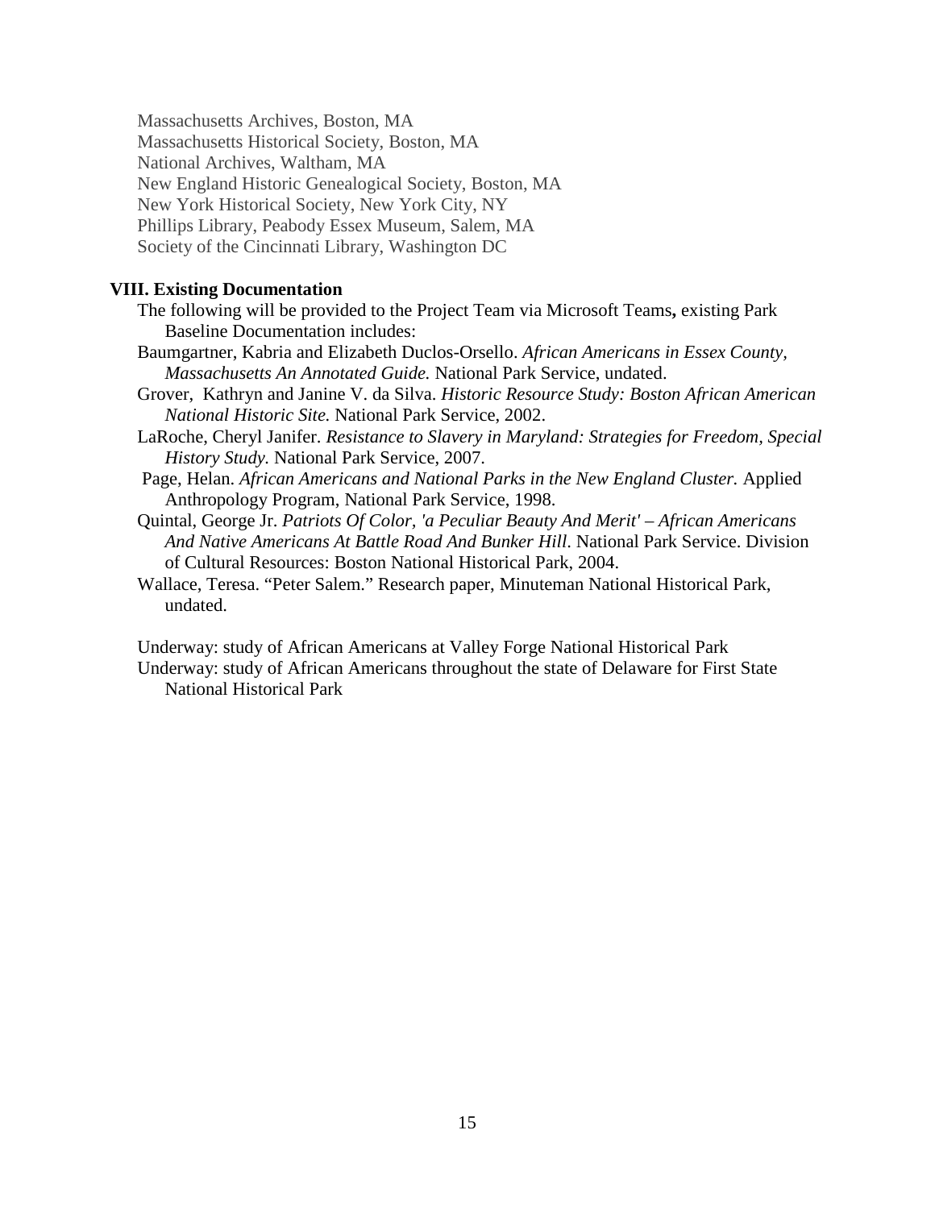Massachusetts Archives, Boston, MA
Massachusetts Historical Society, Boston, MA
National Archives, Waltham, MA
New England Historic Genealogical Society, Boston, MA
New York Historical Society, New York City, NY
Phillips Library, Peabody Essex Museum, Salem, MA
Society of the Cincinnati Library, Washington DC

### VIII. Existing Documentation

The following will be provided to the Project Team via Microsoft Teams**,** existing Park Baseline Documentation includes:

Baumgartner, Kabria and Elizabeth Duclos-Orsello. *African Americans in Essex County, Massachusetts An Annotated Guide.* National Park Service, undated.

Grover, Kathryn and Janine V. da Silva. *Historic Resource Study: Boston African American National Historic Site.* National Park Service, 2002.

LaRoche, Cheryl Janifer. *Resistance to Slavery in Maryland: Strategies for Freedom, Special History Study.* National Park Service, 2007.

Page, Helan. *African Americans and National Parks in the New England Cluster.* Applied Anthropology Program, National Park Service, 1998.

Quintal, George Jr. *Patriots Of Color, 'a Peculiar Beauty And Merit' – African Americans And Native Americans At Battle Road And Bunker Hill*. National Park Service. Division of Cultural Resources: Boston National Historical Park, 2004.

Wallace, Teresa. "Peter Salem." Research paper, Minuteman National Historical Park, undated.

Underway: study of African Americans at Valley Forge National Historical Park

Underway: study of African Americans throughout the state of Delaware for First State National Historical Park